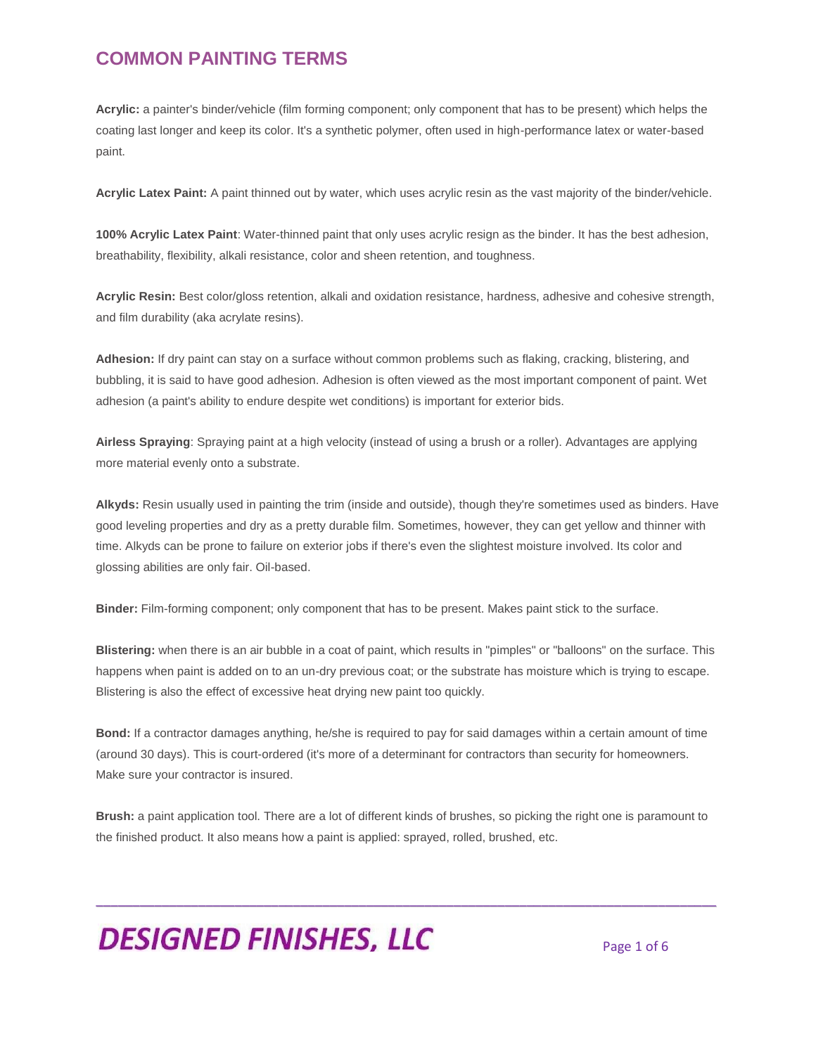# COMMON PAINTING TERMS

**Acrylic:** a painter's binder/vehicle (film forming component; only component that has to be present) which helps the coating last longer and keep its color. It's a synthetic polymer, often used in high-performance latex or water-based paint.

**Acrylic Latex Paint:** A paint thinned out by water, which uses acrylic resin as the vast majority of the binder/vehicle.

**100% Acrylic Latex Paint**: Water-thinned paint that only uses acrylic resign as the binder. It has the best adhesion, breathability, flexibility, alkali resistance, color and sheen retention, and toughness.

**Acrylic Resin:** Best color/gloss retention, alkali and oxidation resistance, hardness, adhesive and cohesive strength, and film durability (aka acrylate resins).

**Adhesion:** If dry paint can stay on a surface without common problems such as flaking, cracking, blistering, and bubbling, it is said to have good adhesion. Adhesion is often viewed as the most important component of paint. Wet adhesion (a paint's ability to endure despite wet conditions) is important for exterior bids.

**Airless Spraying**: Spraying paint at a high velocity (instead of using a brush or a roller). Advantages are applying more material evenly onto a substrate.

**Alkyds:** Resin usually used in painting the trim (inside and outside), though they're sometimes used as binders. Have good leveling properties and dry as a pretty durable film. Sometimes, however, they can get yellow and thinner with time. Alkyds can be prone to failure on exterior jobs if there's even the slightest moisture involved. Its color and glossing abilities are only fair. Oil-based.

**Binder:** Film-forming component; only component that has to be present. Makes paint stick to the surface.

**Blistering:** when there is an air bubble in a coat of paint, which results in "pimples" or "balloons" on the surface. This happens when paint is added on to an un-dry previous coat; or the substrate has moisture which is trying to escape. Blistering is also the effect of excessive heat drying new paint too quickly.

**Bond:** If a contractor damages anything, he/she is required to pay for said damages within a certain amount of time (around 30 days). This is court-ordered (it's more of a determinant for contractors than security for homeowners. Make sure your contractor is insured.

**Brush:** a paint application tool. There are a lot of different kinds of brushes, so picking the right one is paramount to the finished product. It also means how a paint is applied: sprayed, rolled, brushed, etc.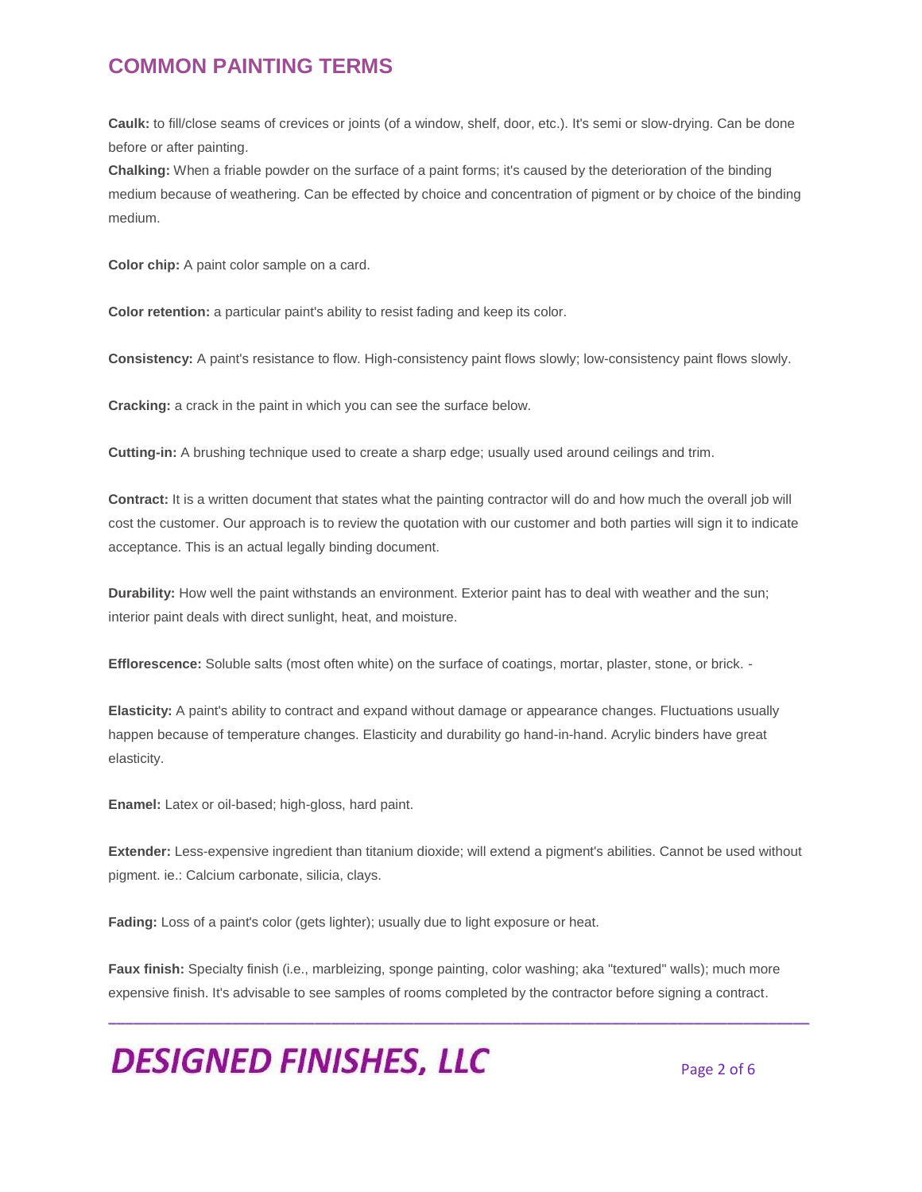## COMMON PAINTING TERMS

**Caulk:** to fill/close seams of crevices or joints (of a window, shelf, door, etc.). It's semi or slow-drying. Can be done before or after painting.

**Chalking:** When a friable powder on the surface of a paint forms; it's caused by the deterioration of the binding medium because of weathering. Can be effected by choice and concentration of pigment or by choice of the binding medium.

**Color chip:** A paint color sample on a card.

**Color retention:** a particular paint's ability to resist fading and keep its color.

**Consistency:** A paint's resistance to flow. High-consistency paint flows slowly; low-consistency paint flows slowly.

**Cracking:** a crack in the paint in which you can see the surface below.

**Cutting-in:** A brushing technique used to create a sharp edge; usually used around ceilings and trim.

**Contract:** It is a written document that states what the painting contractor will do and how much the overall job will cost the customer. Our approach is to review the quotation with our customer and both parties will sign it to indicate acceptance. This is an actual legally binding document.

**Durability:** How well the paint withstands an environment. Exterior paint has to deal with weather and the sun; interior paint deals with direct sunlight, heat, and moisture.

**Efflorescence:** Soluble salts (most often white) on the surface of coatings, mortar, plaster, stone, or brick. -

**Elasticity:** A paint's ability to contract and expand without damage or appearance changes. Fluctuations usually happen because of temperature changes. Elasticity and durability go hand-in-hand. Acrylic binders have great elasticity.

**Enamel:** Latex or oil-based; high-gloss, hard paint.

**Extender:** Less-expensive ingredient than titanium dioxide; will extend a pigment's abilities. Cannot be used without pigment. ie.: Calcium carbonate, silicia, clays.

**Fading:** Loss of a paint's color (gets lighter); usually due to light exposure or heat.

**Faux finish:** Specialty finish (i.e., marbleizing, sponge painting, color washing; aka "textured" walls); much more expensive finish. It's advisable to see samples of rooms completed by the contractor before signing a contract.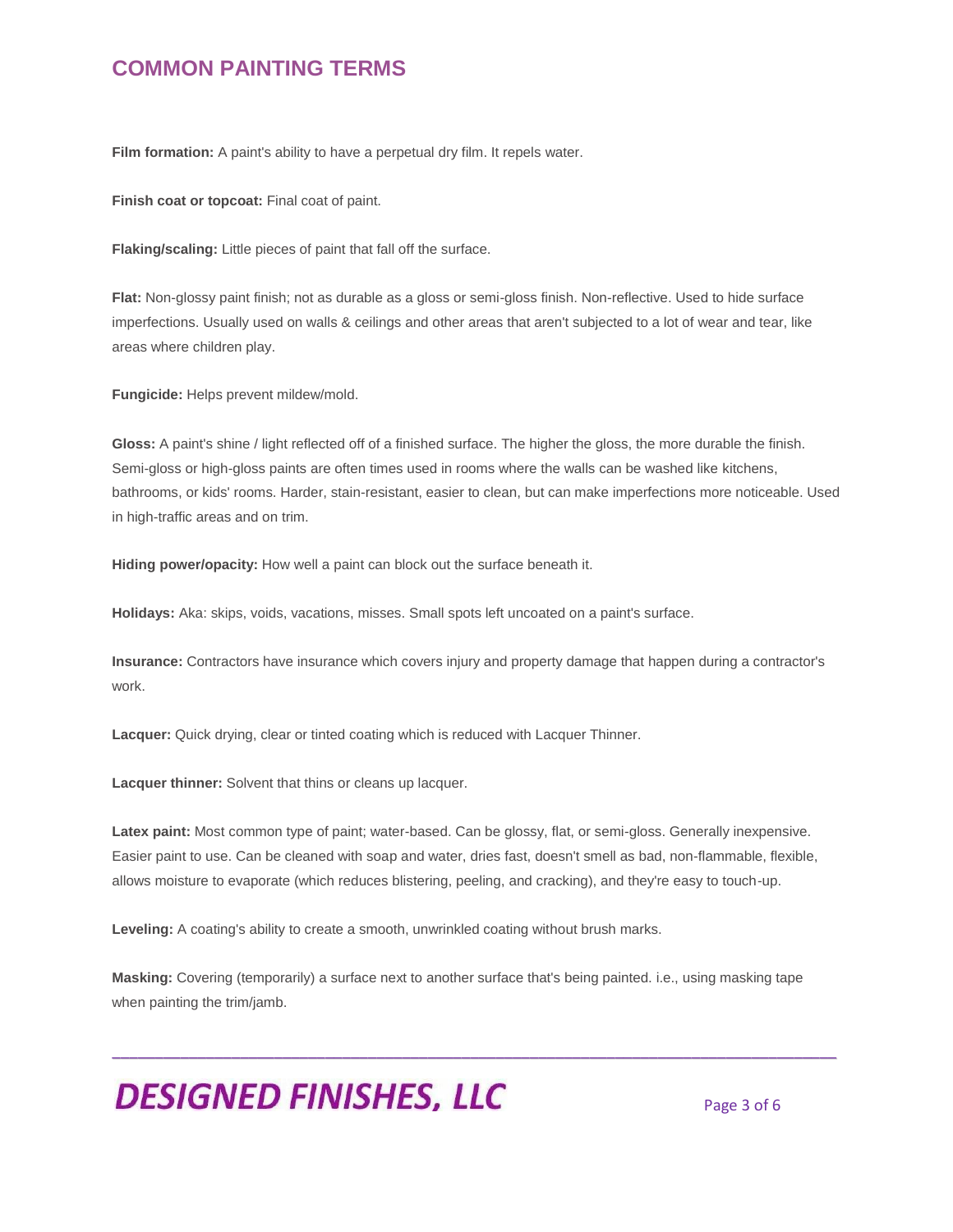## COMMON PAINTING TERMS

**Film formation:** A paint's ability to have a perpetual dry film. It repels water.

**Finish coat or topcoat:** Final coat of paint.

**Flaking/scaling:** Little pieces of paint that fall off the surface.

**Flat:** Non-glossy paint finish; not as durable as a gloss or semi-gloss finish. Non-reflective. Used to hide surface imperfections. Usually used on walls & ceilings and other areas that aren't subjected to a lot of wear and tear, like areas where children play.

**Fungicide:** Helps prevent mildew/mold.

**Gloss:** A paint's shine / light reflected off of a finished surface. The higher the gloss, the more durable the finish. Semi-gloss or high-gloss paints are often times used in rooms where the walls can be washed like kitchens, bathrooms, or kids' rooms. Harder, stain-resistant, easier to clean, but can make imperfections more noticeable. Used in high-traffic areas and on trim.

**Hiding power/opacity:** How well a paint can block out the surface beneath it.

**Holidays:** Aka: skips, voids, vacations, misses. Small spots left uncoated on a paint's surface.

**Insurance:** Contractors have insurance which covers injury and property damage that happen during a contractor's work.

**Lacquer:** Quick drying, clear or tinted coating which is reduced with Lacquer Thinner.

**Lacquer thinner:** Solvent that thins or cleans up lacquer.

**Latex paint:** Most common type of paint; water-based. Can be glossy, flat, or semi-gloss. Generally inexpensive. Easier paint to use. Can be cleaned with soap and water, dries fast, doesn't smell as bad, non-flammable, flexible, allows moisture to evaporate (which reduces blistering, peeling, and cracking), and they're easy to touch-up.

**Leveling:** A coating's ability to create a smooth, unwrinkled coating without brush marks.

**Masking:** Covering (temporarily) a surface next to another surface that's being painted. i.e., using masking tape when painting the trim/jamb.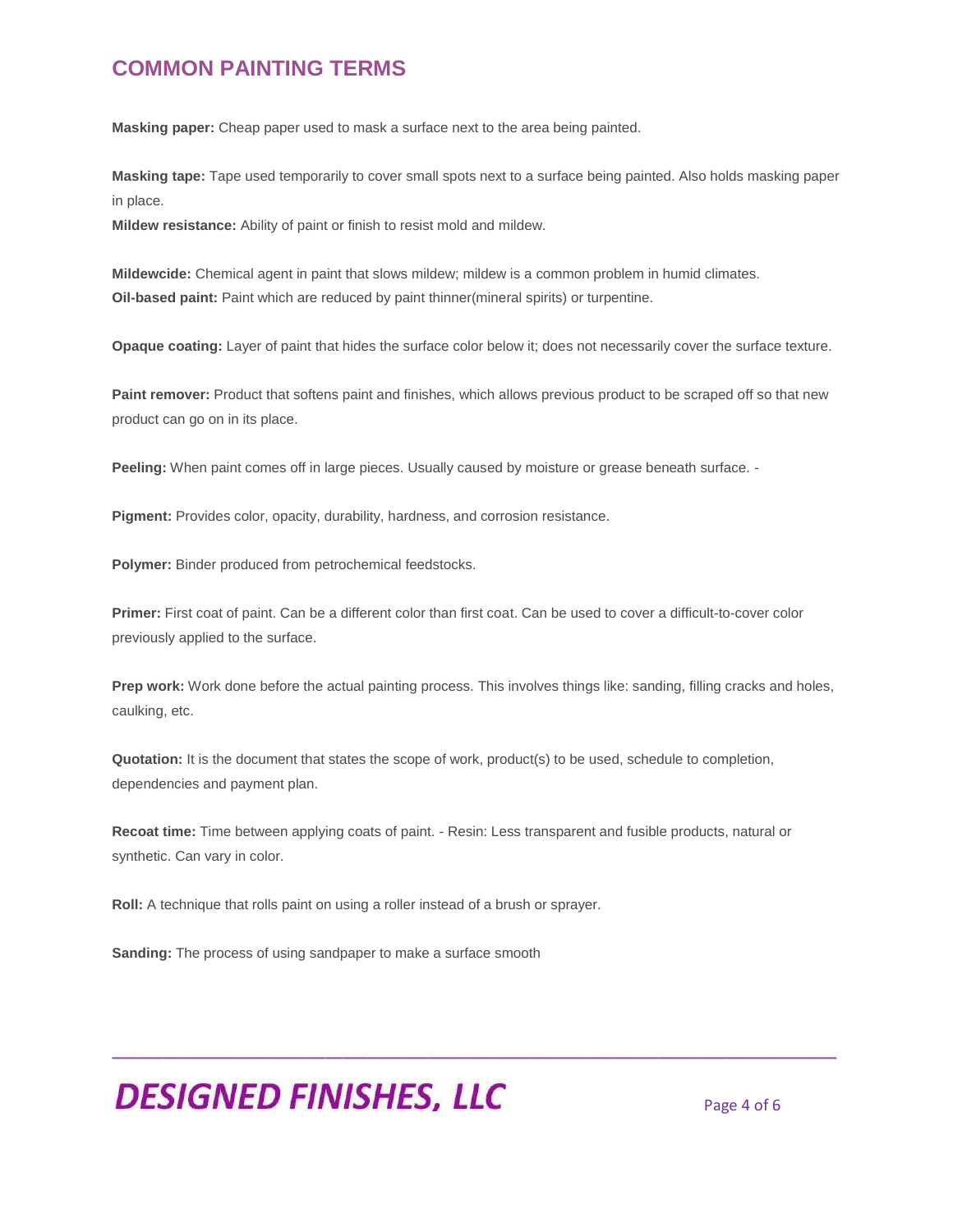## COMMON PAINTING TERMS

**Masking paper:** Cheap paper used to mask a surface next to the area being painted.

**Masking tape:** Tape used temporarily to cover small spots next to a surface being painted. Also holds masking paper in place.

**Mildew resistance:** Ability of paint or finish to resist mold and mildew.

**Mildewcide:** Chemical agent in paint that slows mildew; mildew is a common problem in humid climates.

**Oil-based paint:** Paint which are reduced by paint thinner(mineral spirits) or turpentine.

**Opaque coating:** Layer of paint that hides the surface color below it; does not necessarily cover the surface texture.

**Paint remover:** Product that softens paint and finishes, which allows previous product to be scraped off so that new product can go on in its place.

**Peeling:** When paint comes off in large pieces. Usually caused by moisture or grease beneath surface. -

**Pigment:** Provides color, opacity, durability, hardness, and corrosion resistance.

**Polymer:** Binder produced from petrochemical feedstocks.

**Primer:** First coat of paint. Can be a different color than first coat. Can be used to cover a difficult-to-cover color previously applied to the surface.

**Prep work:** Work done before the actual painting process. This involves things like: sanding, filling cracks and holes, caulking, etc.

**Quotation:** It is the document that states the scope of work, product(s) to be used, schedule to completion, dependencies and payment plan.

**Recoat time:** Time between applying coats of paint. - Resin: Less transparent and fusible products, natural or synthetic. Can vary in color.

**Roll:** A technique that rolls paint on using a roller instead of a brush or sprayer.

**Sanding:** The process of using sandpaper to make a surface smooth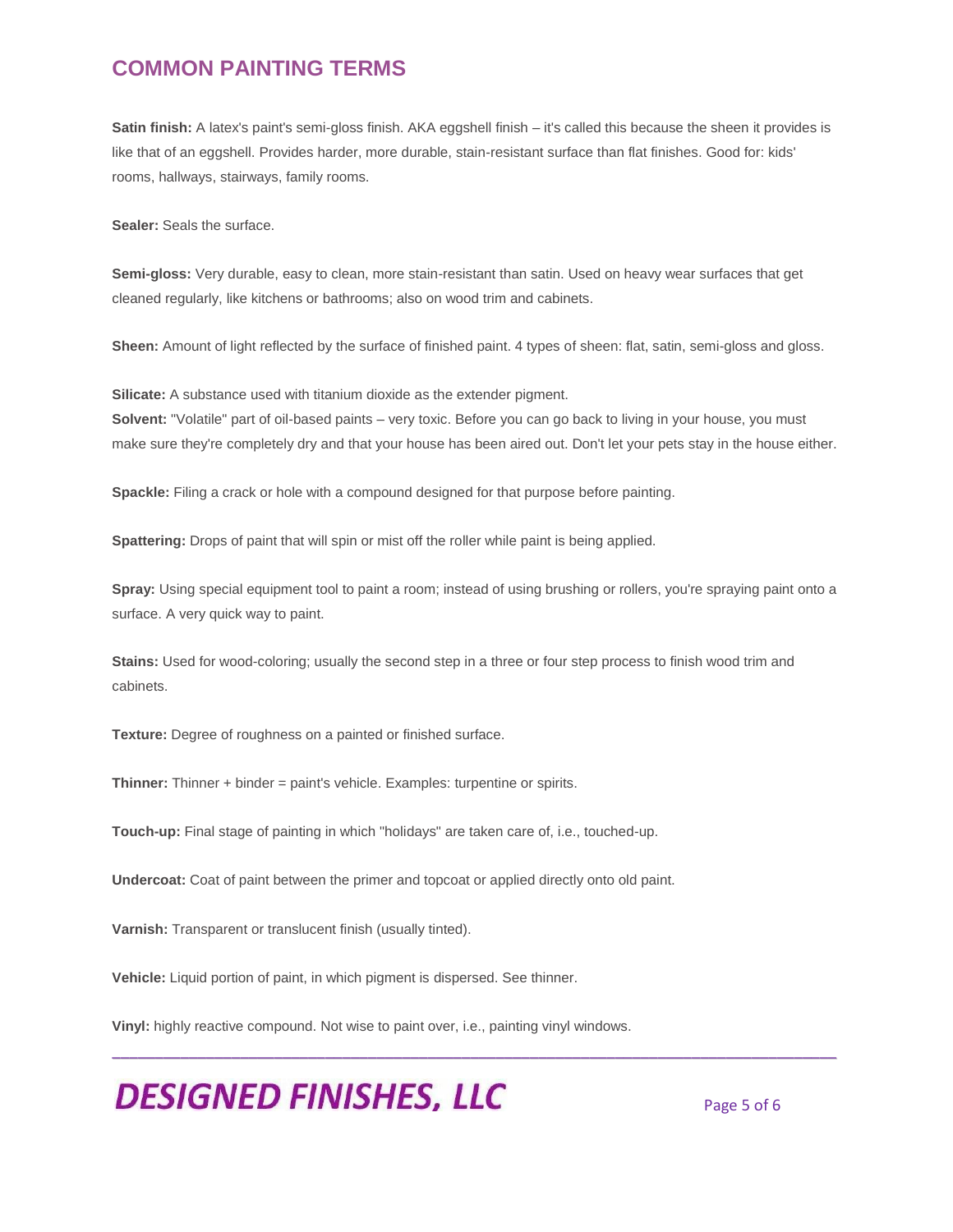## COMMON PAINTING TERMS

**Satin finish:** A latex's paint's semi-gloss finish. AKA eggshell finish – it's called this because the sheen it provides is like that of an eggshell. Provides harder, more durable, stain-resistant surface than flat finishes. Good for: kids' rooms, hallways, stairways, family rooms.

**Sealer:** Seals the surface.

**Semi-gloss:** Very durable, easy to clean, more stain-resistant than satin. Used on heavy wear surfaces that get cleaned regularly, like kitchens or bathrooms; also on wood trim and cabinets.

**Sheen:** Amount of light reflected by the surface of finished paint. 4 types of sheen: flat, satin, semi-gloss and gloss.

**Silicate:** A substance used with titanium dioxide as the extender pigment.
**Solvent:** "Volatile" part of oil-based paints – very toxic. Before you can go back to living in your house, you must make sure they're completely dry and that your house has been aired out. Don't let your pets stay in the house either.

**Spackle:** Filing a crack or hole with a compound designed for that purpose before painting.

**Spattering:** Drops of paint that will spin or mist off the roller while paint is being applied.

**Spray:** Using special equipment tool to paint a room; instead of using brushing or rollers, you're spraying paint onto a surface. A very quick way to paint.

**Stains:** Used for wood-coloring; usually the second step in a three or four step process to finish wood trim and cabinets.

**Texture:** Degree of roughness on a painted or finished surface.

**Thinner:** Thinner + binder = paint's vehicle. Examples: turpentine or spirits.

**Touch-up:** Final stage of painting in which "holidays" are taken care of, i.e., touched-up.

**Undercoat:** Coat of paint between the primer and topcoat or applied directly onto old paint.

**Varnish:** Transparent or translucent finish (usually tinted).

**Vehicle:** Liquid portion of paint, in which pigment is dispersed. See thinner.

**Vinyl:** highly reactive compound. Not wise to paint over, i.e., painting vinyl windows.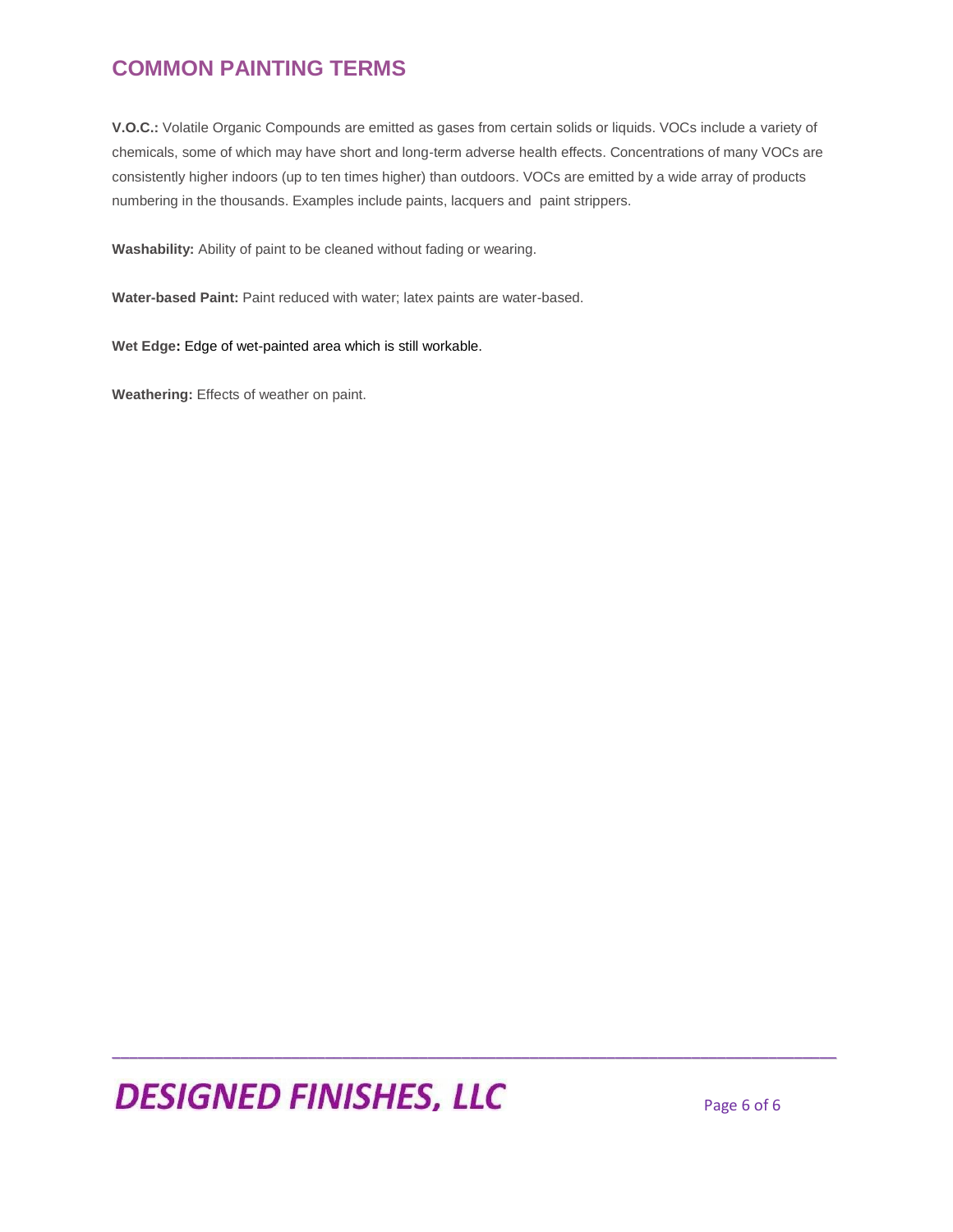## COMMON PAINTING TERMS

**V.O.C.:** Volatile Organic Compounds are emitted as gases from certain solids or liquids. VOCs include a variety of chemicals, some of which may have short and long-term adverse health effects. Concentrations of many VOCs are consistently higher indoors (up to ten times higher) than outdoors. VOCs are emitted by a wide array of products numbering in the thousands. Examples include paints, lacquers and paint strippers.

**Washability:** Ability of paint to be cleaned without fading or wearing.

**Water-based Paint:** Paint reduced with water; latex paints are water-based.

**Wet Edge:** Edge of wet-painted area which is still workable.

**Weathering:** Effects of weather on paint.